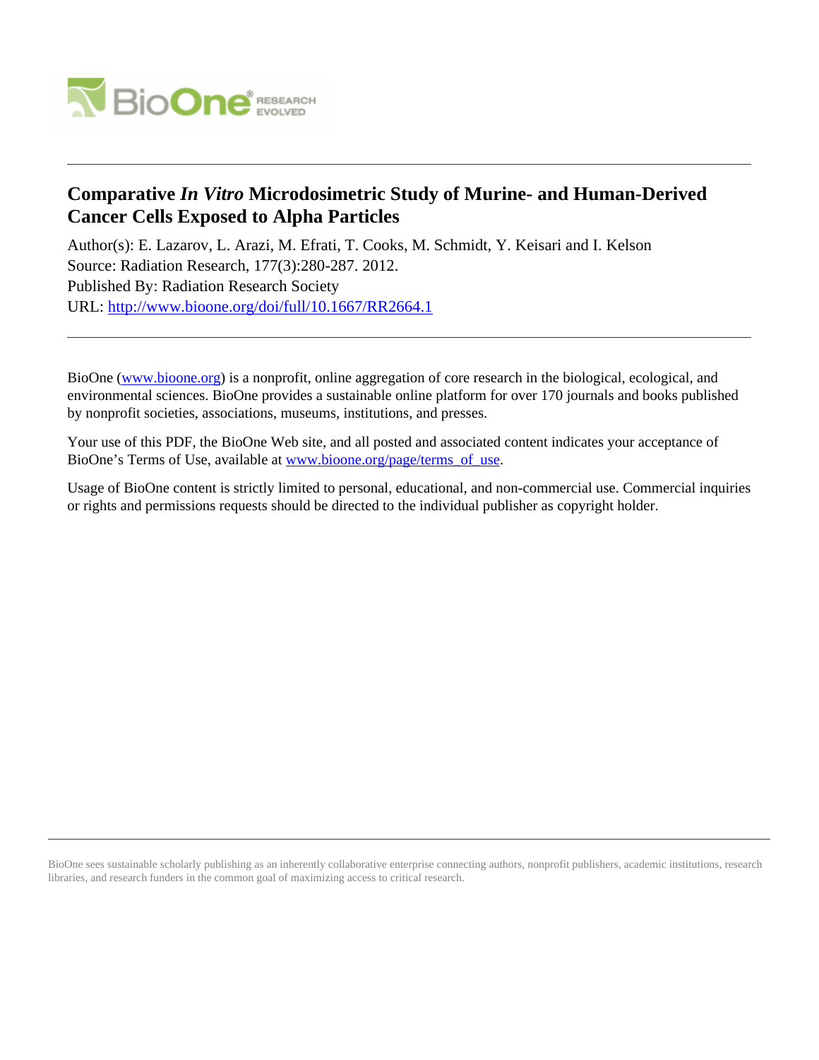# Comparative *In Vitro* Microdosimetric Study of Murine- and Human-Derived Cancer Cells Exposed to Alpha Particles

Author(s): E. Lazarov, L. Arazi, M. Efrati, T. Cooks, M. Schmidt, Y. Keisari and I. Kelson
Source: Radiation Research, 177(3):280-287. 2012.
Published By: Radiation Research Society
URL: http://www.bioone.org/doi/full/10.1667/RR2664.1

---

BioOne (www.bioone.org) is a nonprofit, online aggregation of core research in the biological, ecological, and environmental sciences. BioOne provides a sustainable online platform for over 170 journals and books published by nonprofit societies, associations, museums, institutions, and presses.

Your use of this PDF, the BioOne Web site, and all posted and associated content indicates your acceptance of BioOne's Terms of Use, available at www.bioone.org/page/terms_of_use.

Usage of BioOne content is strictly limited to personal, educational, and non-commercial use. Commercial inquiries or rights and permissions requests should be directed to the individual publisher as copyright holder.

---

BioOne sees sustainable scholarly publishing as an inherently collaborative enterprise connecting authors, nonprofit publishers, academic institutions, research libraries, and research funders in the common goal of maximizing access to critical research.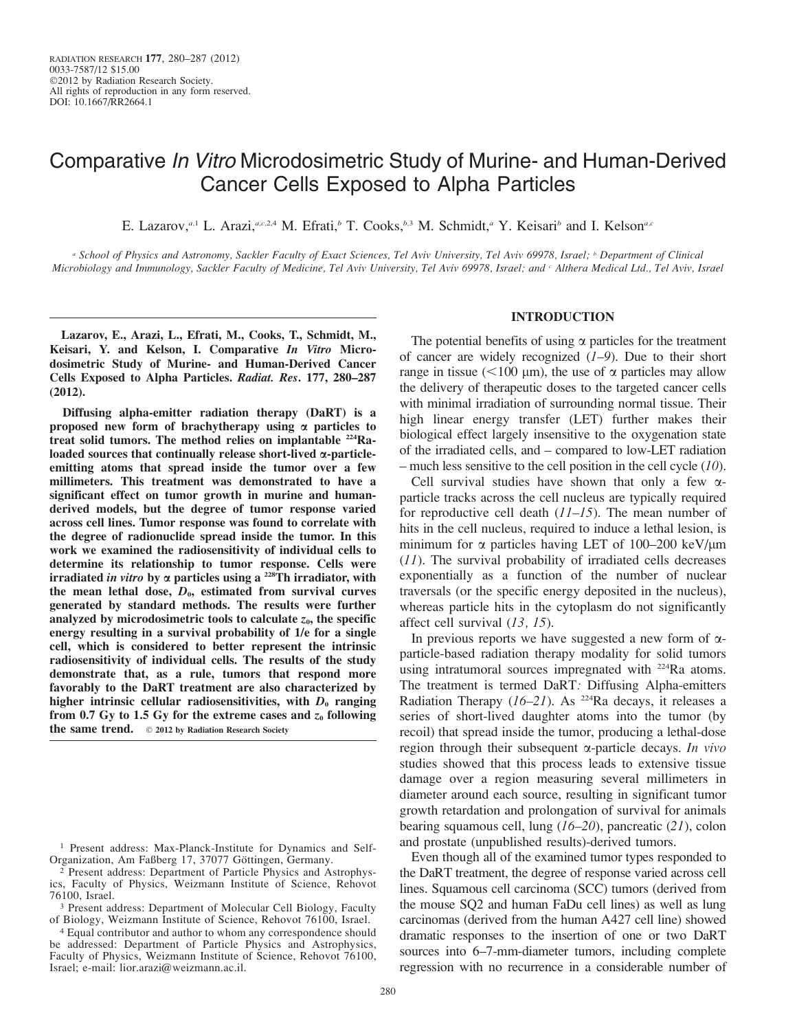# Comparative *In Vitro* Microdosimetric Study of Murine- and Human-Derived Cancer Cells Exposed to Alpha Particles

E. Lazarov,[a,1] L. Arazi,[a,c,2,4] M. Efrati,[b] T. Cooks,[b,3] M. Schmidt,[a] Y. Keisari[b] and I. Kelson[a,c]

[a] School of Physics and Astronomy, Sackler Faculty of Exact Sciences, Tel Aviv University, Tel Aviv 69978, Israel; [b] Department of Clinical Microbiology and Immunology, Sackler Faculty of Medicine, Tel Aviv University, Tel Aviv 69978, Israel; and [c] Althera Medical Ltd., Tel Aviv, Israel

**Lazarov, E., Arazi, L., Efrati, M., Cooks, T., Schmidt, M., Keisari, Y. and Kelson, I. Comparative *In Vitro* Microdosimetric Study of Murine- and Human-Derived Cancer Cells Exposed to Alpha Particles. *Radiat. Res*. 177, 280–287 (2012).**

**Diffusing alpha-emitter radiation therapy (DaRT) is a proposed new form of brachytherapy using α particles to treat solid tumors. The method relies on implantable $^{224}$Ra-loaded sources that continually release short-lived α-particle-emitting atoms that spread inside the tumor over a few millimeters. This treatment was demonstrated to have a significant effect on tumor growth in murine and human-derived models, but the degree of tumor response varied across cell lines. Tumor response was found to correlate with the degree of radionuclide spread inside the tumor. In this work we examined the radiosensitivity of individual cells to determine its relationship to tumor response. Cells were irradiated *in vitro* by α particles using a $^{228}$Th irradiator, with the mean lethal dose, $D_0$, estimated from survival curves generated by standard methods. The results were further analyzed by microdosimetric tools to calculate $z_0$, the specific energy resulting in a survival probability of 1/e for a single cell, which is considered to better represent the intrinsic radiosensitivity of individual cells. The results of the study demonstrate that, as a rule, tumors that respond more favorably to the DaRT treatment are also characterized by higher intrinsic cellular radiosensitivities, with $D_0$ ranging from 0.7 Gy to 1.5 Gy for the extreme cases and $z_0$ following the same trend.** © 2012 by Radiation Research Society

## INTRODUCTION

The potential benefits of using α particles for the treatment of cancer are widely recognized (*1–9*). Due to their short range in tissue (<100 μm), the use of α particles may allow the delivery of therapeutic doses to the targeted cancer cells with minimal irradiation of surrounding normal tissue. Their high linear energy transfer (LET) further makes their biological effect largely insensitive to the oxygenation state of the irradiated cells, and – compared to low-LET radiation – much less sensitive to the cell position in the cell cycle (*10*).

Cell survival studies have shown that only a few α-particle tracks across the cell nucleus are typically required for reproductive cell death (*11–15*). The mean number of hits in the cell nucleus, required to induce a lethal lesion, is minimum for α particles having LET of 100–200 keV/μm (*11*). The survival probability of irradiated cells decreases exponentially as a function of the number of nuclear traversals (or the specific energy deposited in the nucleus), whereas particle hits in the cytoplasm do not significantly affect cell survival (*13, 15*).

In previous reports we have suggested a new form of α-particle-based radiation therapy modality for solid tumors using intratumoral sources impregnated with $^{224}$Ra atoms. The treatment is termed DaRT*:* Diffusing Alpha-emitters Radiation Therapy (*16–21*). As $^{224}$Ra decays, it releases a series of short-lived daughter atoms into the tumor (by recoil) that spread inside the tumor, producing a lethal-dose region through their subsequent α-particle decays. *In vivo* studies showed that this process leads to extensive tissue damage over a region measuring several millimeters in diameter around each source, resulting in significant tumor growth retardation and prolongation of survival for animals bearing squamous cell, lung (*16–20*), pancreatic (*21*), colon and prostate (unpublished results)-derived tumors.

Even though all of the examined tumor types responded to the DaRT treatment, the degree of response varied across cell lines. Squamous cell carcinoma (SCC) tumors (derived from the mouse SQ2 and human FaDu cell lines) as well as lung carcinomas (derived from the human A427 cell line) showed dramatic responses to the insertion of one or two DaRT sources into 6–7-mm-diameter tumors, including complete regression with no recurrence in a considerable number of

---

[1] Present address: Max-Planck-Institute for Dynamics and Self-Organization, Am Faßberg 17, 37077 Göttingen, Germany.

[2] Present address: Department of Particle Physics and Astrophysics, Faculty of Physics, Weizmann Institute of Science, Rehovot 76100, Israel.

[3] Present address: Department of Molecular Cell Biology, Faculty of Biology, Weizmann Institute of Science, Rehovot 76100, Israel.

[4] Equal contributor and author to whom any correspondence should be addressed: Department of Particle Physics and Astrophysics, Faculty of Physics, Weizmann Institute of Science, Rehovot 76100, Israel; e-mail: lior.arazi@weizmann.ac.il.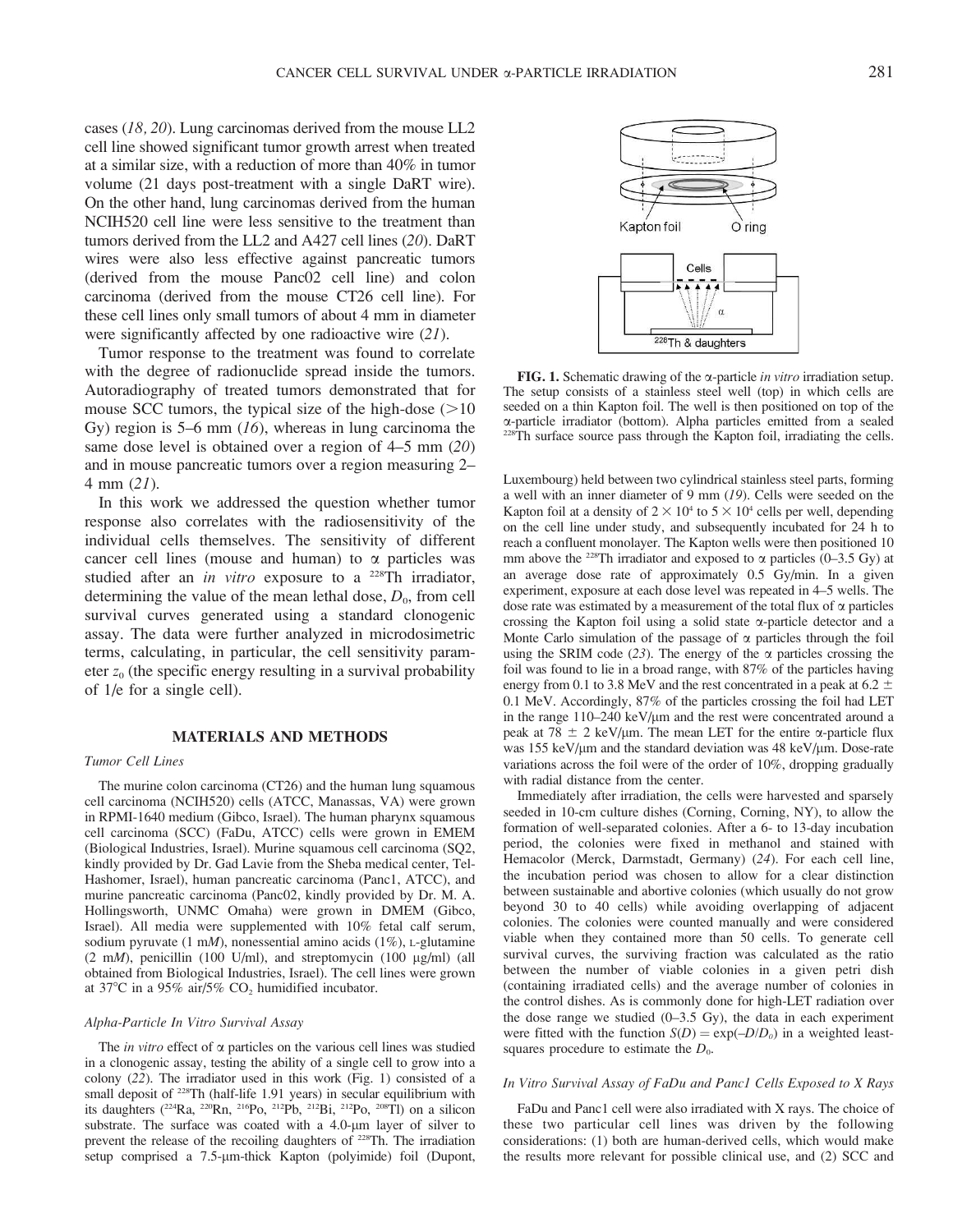cases (*18, 20*). Lung carcinomas derived from the mouse LL2 cell line showed significant tumor growth arrest when treated at a similar size, with a reduction of more than 40% in tumor volume (21 days post-treatment with a single DaRT wire). On the other hand, lung carcinomas derived from the human NCIH520 cell line were less sensitive to the treatment than tumors derived from the LL2 and A427 cell lines (*20*). DaRT wires were also less effective against pancreatic tumors (derived from the mouse Panc02 cell line) and colon carcinoma (derived from the mouse CT26 cell line). For these cell lines only small tumors of about 4 mm in diameter were significantly affected by one radioactive wire (*21*).

Tumor response to the treatment was found to correlate with the degree of radionuclide spread inside the tumors. Autoradiography of treated tumors demonstrated that for mouse SCC tumors, the typical size of the high-dose (>10 Gy) region is 5–6 mm (*16*), whereas in lung carcinoma the same dose level is obtained over a region of 4–5 mm (*20*) and in mouse pancreatic tumors over a region measuring 2–4 mm (*21*).

In this work we addressed the question whether tumor response also correlates with the radiosensitivity of the individual cells themselves. The sensitivity of different cancer cell lines (mouse and human) to α particles was studied after an *in vitro* exposure to a $^{228}$Th irradiator, determining the value of the mean lethal dose, $D_0$, from cell survival curves generated using a standard clonogenic assay. The data were further analyzed in microdosimetric terms, calculating, in particular, the cell sensitivity parameter $z_0$ (the specific energy resulting in a survival probability of 1/e for a single cell).

## MATERIALS AND METHODS

### *Tumor Cell Lines*

The murine colon carcinoma (CT26) and the human lung squamous cell carcinoma (NCIH520) cells (ATCC, Manassas, VA) were grown in RPMI-1640 medium (Gibco, Israel). The human pharynx squamous cell carcinoma (SCC) (FaDu, ATCC) cells were grown in EMEM (Biological Industries, Israel). Murine squamous cell carcinoma (SQ2, kindly provided by Dr. Gad Lavie from the Sheba medical center, Tel-Hashomer, Israel), human pancreatic carcinoma (Panc1, ATCC), and murine pancreatic carcinoma (Panc02, kindly provided by Dr. M. A. Hollingsworth, UNMC Omaha) were grown in DMEM (Gibco, Israel). All media were supplemented with 10% fetal calf serum, sodium pyruvate (1 m*M*), nonessential amino acids (1%), L-glutamine (2 m*M*), penicillin (100 U/ml), and streptomycin (100 μg/ml) (all obtained from Biological Industries, Israel). The cell lines were grown at 37°C in a 95% air/5% $CO_2$ humidified incubator.

### *Alpha-Particle In Vitro Survival Assay*

The *in vitro* effect of α particles on the various cell lines was studied in a clonogenic assay, testing the ability of a single cell to grow into a colony (*22*). The irradiator used in this work (Fig. 1) consisted of a small deposit of $^{228}$Th (half-life 1.91 years) in secular equilibrium with its daughters ($^{224}$Ra, $^{220}$Rn, $^{216}$Po, $^{212}$Pb, $^{212}$Bi, $^{212}$Po, $^{208}$Tl) on a silicon substrate. The surface was coated with a 4.0-μm layer of silver to prevent the release of the recoiling daughters of $^{228}$Th. The irradiation setup comprised a 7.5-μm-thick Kapton (polyimide) foil (Dupont, Luxembourg) held between two cylindrical stainless steel parts, forming a well with an inner diameter of 9 mm (*19*). Cells were seeded on the Kapton foil at a density of $2 \times 10^4$ to $5 \times 10^4$ cells per well, depending on the cell line under study, and subsequently incubated for 24 h to reach a confluent monolayer. The Kapton wells were then positioned 10 mm above the $^{228}$Th irradiator and exposed to α particles (0–3.5 Gy) at an average dose rate of approximately 0.5 Gy/min. In a given experiment, exposure at each dose level was repeated in 4–5 wells. The dose rate was estimated by a measurement of the total flux of α particles crossing the Kapton foil using a solid state α-particle detector and a Monte Carlo simulation of the passage of α particles through the foil using the SRIM code (*23*). The energy of the α particles crossing the foil was found to lie in a broad range, with 87% of the particles having energy from 0.1 to 3.8 MeV and the rest concentrated in a peak at 6.2 ± 0.1 MeV. Accordingly, 87% of the particles crossing the foil had LET in the range 110–240 keV/μm and the rest were concentrated around a peak at 78 ± 2 keV/μm. The mean LET for the entire α-particle flux was 155 keV/μm and the standard deviation was 48 keV/μm. Dose-rate variations across the foil were of the order of 10%, dropping gradually with radial distance from the center.

FIG. 1. Schematic drawing of the α-particle *in vitro* irradiation setup. The setup consists of a stainless steel well (top) in which cells are seeded on a thin Kapton foil. The well is then positioned on top of the α-particle irradiator (bottom). Alpha particles emitted from a sealed $^{228}$Th surface source pass through the Kapton foil, irradiating the cells.

Immediately after irradiation, the cells were harvested and sparsely seeded in 10-cm culture dishes (Corning, Corning, NY), to allow the formation of well-separated colonies. After a 6- to 13-day incubation period, the colonies were fixed in methanol and stained with Hemacolor (Merck, Darmstadt, Germany) (*24*). For each cell line, the incubation period was chosen to allow for a clear distinction between sustainable and abortive colonies (which usually do not grow beyond 30 to 40 cells) while avoiding overlapping of adjacent colonies. The colonies were counted manually and were considered viable when they contained more than 50 cells. To generate cell survival curves, the surviving fraction was calculated as the ratio between the number of viable colonies in a given petri dish (containing irradiated cells) and the average number of colonies in the control dishes. As is commonly done for high-LET radiation over the dose range we studied (0–3.5 Gy), the data in each experiment were fitted with the function $S(D) = \exp(-D/D_0)$ in a weighted least-squares procedure to estimate the $D_0$.

### *In Vitro Survival Assay of FaDu and Panc1 Cells Exposed to X Rays*

FaDu and Panc1 cell were also irradiated with X rays. The choice of these two particular cell lines was driven by the following considerations: (1) both are human-derived cells, which would make the results more relevant for possible clinical use, and (2) SCC and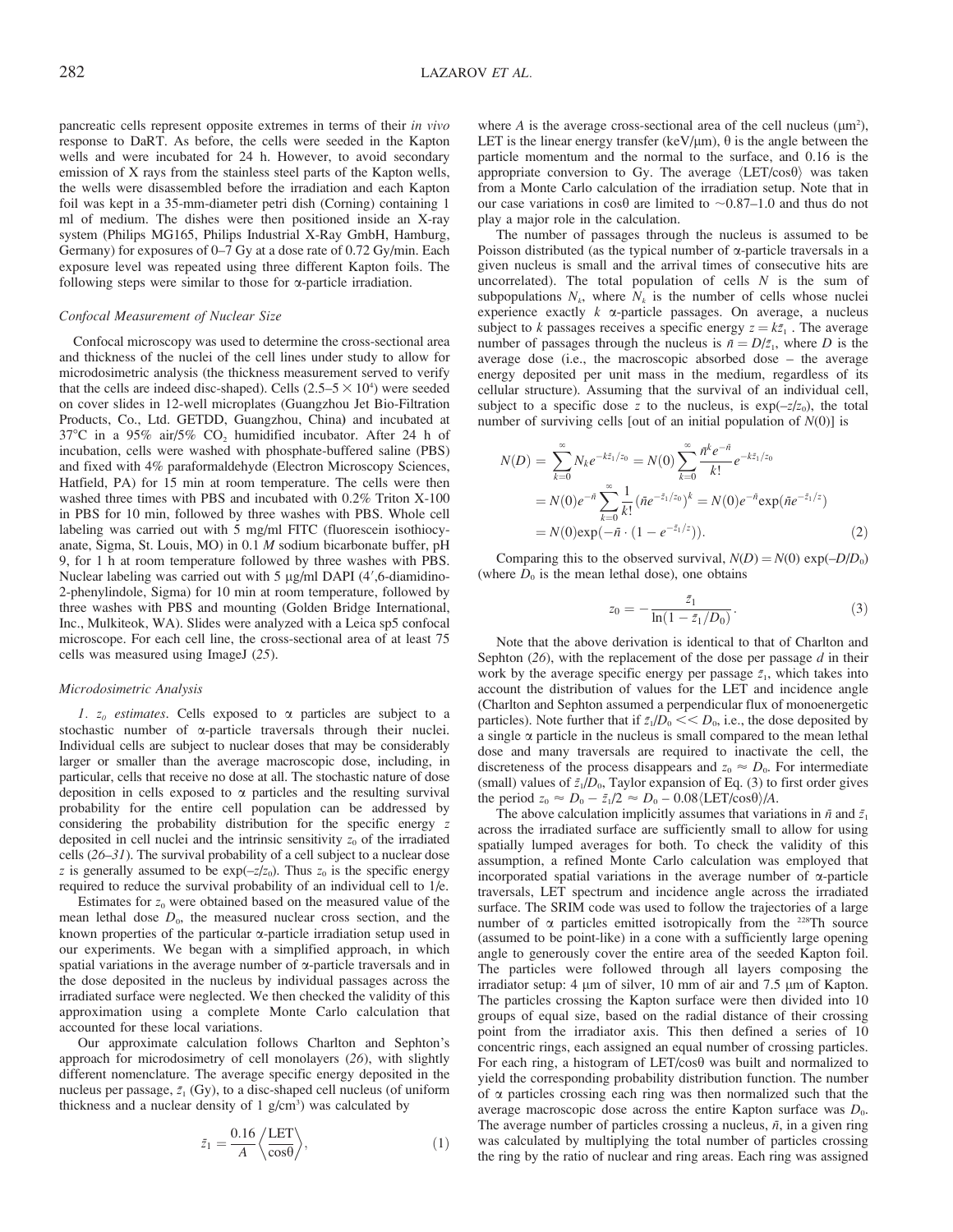pancreatic cells represent opposite extremes in terms of their *in vivo* response to DaRT. As before, the cells were seeded in the Kapton wells and were incubated for 24 h. However, to avoid secondary emission of X rays from the stainless steel parts of the Kapton wells, the wells were disassembled before the irradiation and each Kapton foil was kept in a 35-mm-diameter petri dish (Corning) containing 1 ml of medium. The dishes were then positioned inside an X-ray system (Philips MG165, Philips Industrial X-Ray GmbH, Hamburg, Germany) for exposures of 0–7 Gy at a dose rate of 0.72 Gy/min. Each exposure level was repeated using three different Kapton foils. The following steps were similar to those for α-particle irradiation.

### *Confocal Measurement of Nuclear Size*

Confocal microscopy was used to determine the cross-sectional area and thickness of the nuclei of the cell lines under study to allow for microdosimetric analysis (the thickness measurement served to verify that the cells are indeed disc-shaped). Cells ($2.5$–$5 \times 10^4$) were seeded on cover slides in 12-well microplates (Guangzhou Jet Bio-Filtration Products, Co., Ltd. GETDD, Guangzhou, China) and incubated at 37°C in a 95% air/5% $CO_2$ humidified incubator. After 24 h of incubation, cells were washed with phosphate-buffered saline (PBS) and fixed with 4% paraformaldehyde (Electron Microscopy Sciences, Hatfield, PA) for 15 min at room temperature. The cells were then washed three times with PBS and incubated with 0.2% Triton X-100 in PBS for 10 min, followed by three washes with PBS. Whole cell labeling was carried out with 5 mg/ml FITC (fluorescein isothiocyanate, Sigma, St. Louis, MO) in 0.1 *M* sodium bicarbonate buffer, pH 9, for 1 h at room temperature followed by three washes with PBS. Nuclear labeling was carried out with 5 μg/ml DAPI (4′,6-diamidino-2-phenylindole, Sigma) for 10 min at room temperature, followed by three washes with PBS and mounting (Golden Bridge International, Inc., Mulkiteok, WA). Slides were analyzed with a Leica sp5 confocal microscope. For each cell line, the cross-sectional area of at least 75 cells was measured using ImageJ (*25*).

### *Microdosimetric Analysis*

*1. $z_0$ estimates*. Cells exposed to α particles are subject to a stochastic number of α-particle traversals through their nuclei. Individual cells are subject to nuclear doses that may be considerably larger or smaller than the average macroscopic dose, including, in particular, cells that receive no dose at all. The stochastic nature of dose deposition in cells exposed to α particles and the resulting survival probability for the entire cell population can be addressed by considering the probability distribution for the specific energy $z$ deposited in cell nuclei and the intrinsic sensitivity $z_0$ of the irradiated cells (*26–31*). The survival probability of a cell subject to a nuclear dose $z$ is generally assumed to be $\exp(-z/z_0)$. Thus $z_0$ is the specific energy required to reduce the survival probability of an individual cell to 1/e.

Estimates for $z_0$ were obtained based on the measured value of the mean lethal dose $D_0$, the measured nuclear cross section, and the known properties of the particular α-particle irradiation setup used in our experiments. We began with a simplified approach, in which spatial variations in the average number of α-particle traversals and in the dose deposited in the nucleus by individual passages across the irradiated surface were neglected. We then checked the validity of this approximation using a complete Monte Carlo calculation that accounted for these local variations.

Our approximate calculation follows Charlton and Sephton's approach for microdosimetry of cell monolayers (*26*), with slightly different nomenclature. The average specific energy deposited in the nucleus per passage, $\bar{z}_1$ (Gy), to a disc-shaped cell nucleus (of uniform thickness and a nuclear density of 1 g/cm³) was calculated by

$$\bar{z}_1 = \frac{0.16}{A}\left\langle\frac{\text{LET}}{\cos\theta}\right\rangle, \tag{1}$$

where $A$ is the average cross-sectional area of the cell nucleus (μm²), LET is the linear energy transfer (keV/μm), θ is the angle between the particle momentum and the normal to the surface, and 0.16 is the appropriate conversion to Gy. The average $\langle \text{LET}/\cos\theta \rangle$ was taken from a Monte Carlo calculation of the irradiation setup. Note that in our case variations in cosθ are limited to ~0.87–1.0 and thus do not play a major role in the calculation.

The number of passages through the nucleus is assumed to be Poisson distributed (as the typical number of α-particle traversals in a given nucleus is small and the arrival times of consecutive hits are uncorrelated). The total population of cells $N$ is the sum of subpopulations $N_k$, where $N_k$ is the number of cells whose nuclei experience exactly $k$ α-particle passages. On average, a nucleus subject to $k$ passages receives a specific energy $z = k\bar{z}_1$. The average number of passages through the nucleus is $\bar{n} = D/\bar{z}_1$, where $D$ is the average dose (i.e., the macroscopic absorbed dose – the average energy deposited per unit mass in the medium, regardless of its cellular structure). Assuming that the survival of an individual cell, subject to a specific dose $z$ to the nucleus, is $\exp(-z/z_0)$, the total number of surviving cells [out of an initial population of $N(0)$] is

$$\begin{aligned} N(D) &= \sum_{k=0}^{\infty} N_k e^{-k\bar{z}_1/z_0} = N(0)\sum_{k=0}^{\infty}\frac{\bar{n}^k e^{-\bar{n}}}{k!}e^{-k\bar{z}_1/z_0} \\ &= N(0)e^{-\bar{n}}\sum_{k=0}^{\infty}\frac{1}{k!}\left(\bar{n}e^{-\bar{z}_1/z_0}\right)^k = N(0)e^{-\bar{n}}\exp\left(\bar{n}e^{-\bar{z}_1/z}\right) \\ &= N(0)\exp\left(-\bar{n}\cdot\left(1-e^{-\bar{z}_1/z}\right)\right). \end{aligned} \tag{2}$$

Comparing this to the observed survival, $N(D) = N(0)\exp(-D/D_0)$ (where $D_0$ is the mean lethal dose), one obtains

$$z_0 = -\frac{\bar{z}_1}{\ln(1-\bar{z}_1/D_0)}. \tag{3}$$

Note that the above derivation is identical to that of Charlton and Sephton (*26*), with the replacement of the dose per passage $d$ in their work by the average specific energy per passage $\bar{z}_1$, which takes into account the distribution of values for the LET and incidence angle (Charlton and Sephton assumed a perpendicular flux of monoenergetic particles). Note further that if $\bar{z}_1/D_0 << D_0$, i.e., the dose deposited by a single α particle in the nucleus is small compared to the mean lethal dose and many traversals are required to inactivate the cell, the discreteness of the process disappears and $z_0 \approx D_0$. For intermediate (small) values of $\bar{z}_1/D_0$, Taylor expansion of Eq. (3) to first order gives the period $z_0 \approx D_0 - \bar{z}_1/2 \approx D_0 - 0.08\langle \text{LET}/\cos\theta\rangle/A$.

The above calculation implicitly assumes that variations in $\bar{n}$ and $\bar{z}_1$ across the irradiated surface are sufficiently small to allow for using spatially lumped averages for both. To check the validity of this assumption, a refined Monte Carlo calculation was employed that incorporated spatial variations in the average number of α-particle traversals, LET spectrum and incidence angle across the irradiated surface. The SRIM code was used to follow the trajectories of a large number of α particles emitted isotropically from the $^{228}$Th source (assumed to be point-like) in a cone with a sufficiently large opening angle to generously cover the entire area of the seeded Kapton foil. The particles were followed through all layers composing the irradiator setup: 4 μm of silver, 10 mm of air and 7.5 μm of Kapton. The particles crossing the Kapton surface were then divided into 10 groups of equal size, based on the radial distance of their crossing point from the irradiator axis. This then defined a series of 10 concentric rings, each assigned an equal number of crossing particles. For each ring, a histogram of LET/cosθ was built and normalized to yield the corresponding probability distribution function. The number of α particles crossing each ring was then normalized such that the average macroscopic dose across the entire Kapton surface was $D_0$. The average number of particles crossing a nucleus, $\bar{n}$, in a given ring was calculated by multiplying the total number of particles crossing the ring by the ratio of nuclear and ring areas. Each ring was assigned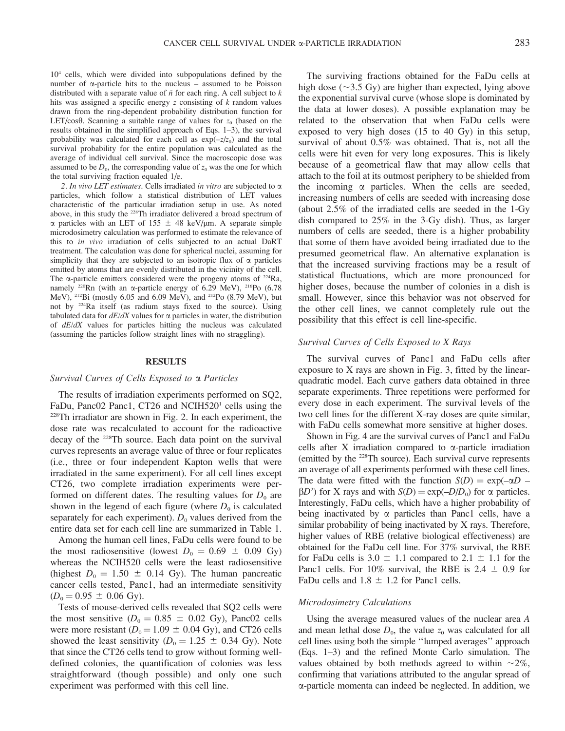$10^4$ cells, which were divided into subpopulations defined by the number of α-particle hits to the nucleus – assumed to be Poisson distributed with a separate value of $\bar{n}$ for each ring. A cell subject to $k$ hits was assigned a specific energy $z$ consisting of $k$ random values drawn from the ring-dependent probability distribution function for LET/cosθ. Scanning a suitable range of values for $z_0$ (based on the results obtained in the simplified approach of Eqs. 1–3), the survival probability was calculated for each cell as $\exp(-z/z_0)$ and the total survival probability for the entire population was calculated as the average of individual cell survival. Since the macroscopic dose was assumed to be $D_0$, the corresponding value of $z_0$ was the one for which the total surviving fraction equaled 1/e.

*2. In vivo LET estimates.* Cells irradiated *in vitro* are subjected to α particles, which follow a statistical distribution of LET values characteristic of the particular irradiation setup in use. As noted above, in this study the $^{228}$Th irradiator delivered a broad spectrum of α particles with an LET of 155 ± 48 keV/μm. A separate simple microdosimetry calculation was performed to estimate the relevance of this to *in vivo* irradiation of cells subjected to an actual DaRT treatment. The calculation was done for spherical nuclei, assuming for simplicity that they are subjected to an isotropic flux of α particles emitted by atoms that are evenly distributed in the vicinity of the cell. The α-particle emitters considered were the progeny atoms of $^{224}$Ra, namely $^{220}$Rn (with an α-particle energy of 6.29 MeV), $^{216}$Po (6.78 MeV), $^{212}$Bi (mostly 6.05 and 6.09 MeV), and $^{212}$Po (8.79 MeV), but not by $^{224}$Ra itself (as radium stays fixed to the source). Using tabulated data for $dE/dX$ values for α particles in water, the distribution of $dE/dX$ values for particles hitting the nucleus was calculated (assuming the particles follow straight lines with no straggling).

## RESULTS

### Survival Curves of Cells Exposed to α Particles

The results of irradiation experiments performed on SQ2, FaDu, Panc02 Panc1, CT26 and NCIH520[1] cells using the $^{228}$Th irradiator are shown in Fig. 2. In each experiment, the dose rate was recalculated to account for the radioactive decay of the $^{228}$Th source. Each data point on the survival curves represents an average value of three or four replicates (i.e., three or four independent Kapton wells that were irradiated in the same experiment). For all cell lines except CT26, two complete irradiation experiments were performed on different dates. The resulting values for $D_0$ are shown in the legend of each figure (where $D_0$ is calculated separately for each experiment). $D_0$ values derived from the entire data set for each cell line are summarized in Table 1.

Among the human cell lines, FaDu cells were found to be the most radiosensitive (lowest $D_0 = 0.69 \pm 0.09$ Gy) whereas the NCIH520 cells were the least radiosensitive (highest $D_0 = 1.50 \pm 0.14$ Gy). The human pancreatic cancer cells tested, Panc1, had an intermediate sensitivity ($D_0 = 0.95 \pm 0.06$ Gy).

Tests of mouse-derived cells revealed that SQ2 cells were the most sensitive ($D_0 = 0.85 \pm 0.02$ Gy), Panc02 cells were more resistant ($D_0 = 1.09 \pm 0.04$ Gy), and CT26 cells showed the least sensitivity ($D_0 = 1.25 \pm 0.34$ Gy). Note that since the CT26 cells tend to grow without forming well-defined colonies, the quantification of colonies was less straightforward (though possible) and only one such experiment was performed with this cell line.

The surviving fractions obtained for the FaDu cells at high dose (~3.5 Gy) are higher than expected, lying above the exponential survival curve (whose slope is dominated by the data at lower doses). A possible explanation may be related to the observation that when FaDu cells were exposed to very high doses (15 to 40 Gy) in this setup, survival of about 0.5% was obtained. That is, not all the cells were hit even for very long exposures. This is likely because of a geometrical flaw that may allow cells that attach to the foil at its outmost periphery to be shielded from the incoming α particles. When the cells are seeded, increasing numbers of cells are seeded with increasing dose (about 2.5% of the irradiated cells are seeded in the 1-Gy dish compared to 25% in the 3-Gy dish). Thus, as larger numbers of cells are seeded, there is a higher probability that some of them have avoided being irradiated due to the presumed geometrical flaw. An alternative explanation is that the increased surviving fractions may be a result of statistical fluctuations, which are more pronounced for higher doses, because the number of colonies in a dish is small. However, since this behavior was not observed for the other cell lines, we cannot completely rule out the possibility that this effect is cell line-specific.

### Survival Curves of Cells Exposed to X Rays

The survival curves of Panc1 and FaDu cells after exposure to X rays are shown in Fig. 3, fitted by the linear-quadratic model. Each curve gathers data obtained in three separate experiments. Three repetitions were performed for every dose in each experiment. The survival levels of the two cell lines for the different X-ray doses are quite similar, with FaDu cells somewhat more sensitive at higher doses.

Shown in Fig. 4 are the survival curves of Panc1 and FaDu cells after X irradiation compared to α-particle irradiation (emitted by the $^{228}$Th source). Each survival curve represents an average of all experiments performed with these cell lines. The data were fitted with the function $S(D) = \exp(-\alpha D - \beta D^2)$ for X rays and with $S(D) = \exp(-D/D_0)$ for α particles. Interestingly, FaDu cells, which have a higher probability of being inactivated by α particles than Panc1 cells, have a similar probability of being inactivated by X rays. Therefore, higher values of RBE (relative biological effectiveness) are obtained for the FaDu cell line. For 37% survival, the RBE for FaDu cells is 3.0 ± 1.1 compared to 2.1 ± 1.1 for the Panc1 cells. For 10% survival, the RBE is 2.4 ± 0.9 for FaDu cells and 1.8 ± 1.2 for Panc1 cells.

### Microdosimetry Calculations

Using the average measured values of the nuclear area $A$ and mean lethal dose $D_0$, the value $z_0$ was calculated for all cell lines using both the simple "lumped averages" approach (Eqs. 1–3) and the refined Monte Carlo simulation. The values obtained by both methods agreed to within ~2%, confirming that variations attributed to the angular spread of α-particle momenta can indeed be neglected. In addition, we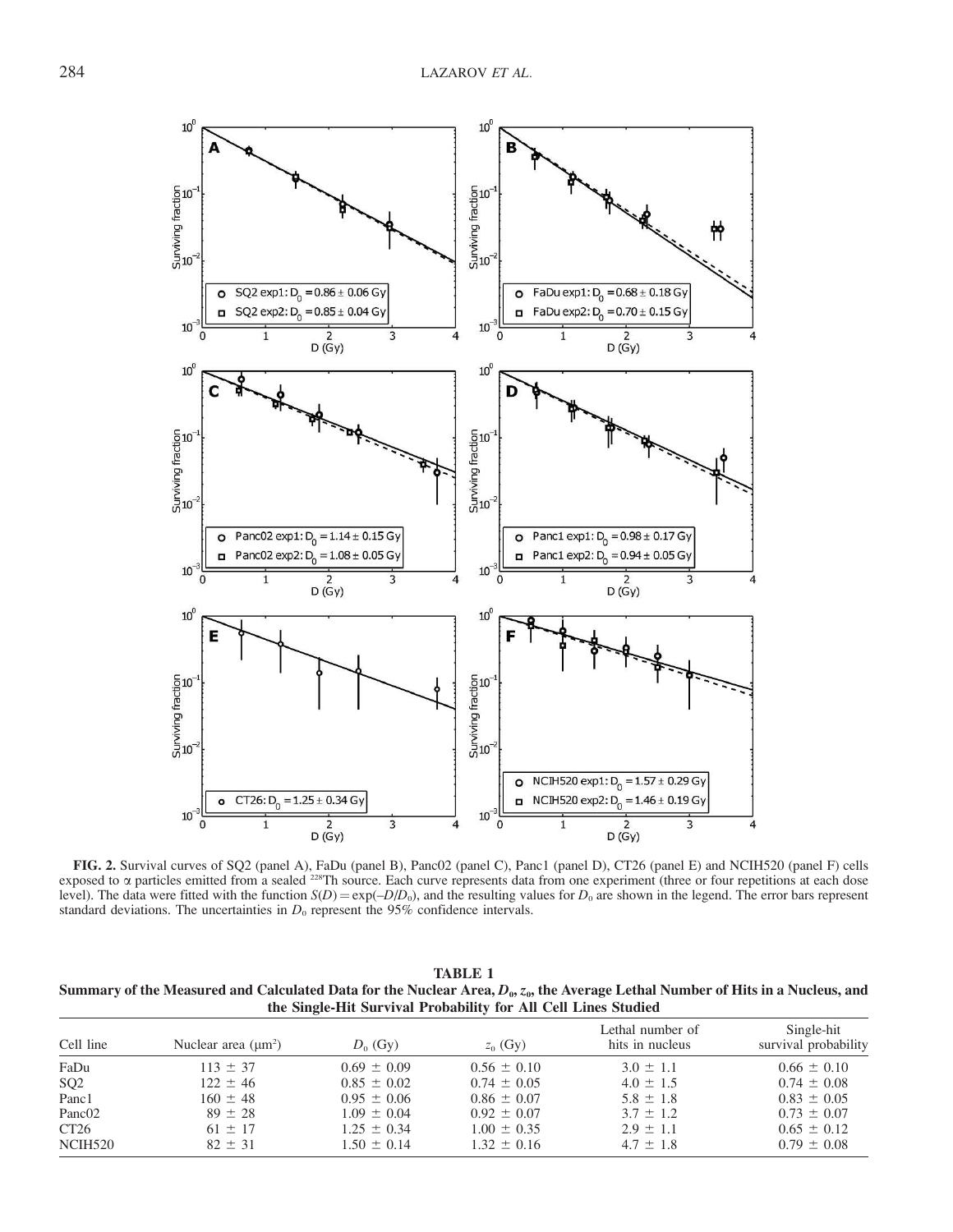**FIG. 2.** Survival curves of SQ2 (panel A), FaDu (panel B), Panc02 (panel C), Panc1 (panel D), CT26 (panel E) and NCIH520 (panel F) cells exposed to α particles emitted from a sealed $^{228}$Th source. Each curve represents data from one experiment (three or four repetitions at each dose level). The data were fitted with the function $S(D) = \exp(-D/D_0)$, and the resulting values for $D_0$ are shown in the legend. The error bars represent standard deviations. The uncertainties in $D_0$ represent the 95% confidence intervals.

**TABLE 1**
**Summary of the Measured and Calculated Data for the Nuclear Area, $D_0$, $z_0$, the Average Lethal Number of Hits in a Nucleus, and the Single-Hit Survival Probability for All Cell Lines Studied**

| Cell line | Nuclear area (μm²) | $D_0$ (Gy) | $z_0$ (Gy) | Lethal number of hits in nucleus | Single-hit survival probability |
|---|---|---|---|---|---|
| FaDu | 113 ± 37 | 0.69 ± 0.09 | 0.56 ± 0.10 | 3.0 ± 1.1 | 0.66 ± 0.10 |
| SQ2 | 122 ± 46 | 0.85 ± 0.02 | 0.74 ± 0.05 | 4.0 ± 1.5 | 0.74 ± 0.08 |
| Panc1 | 160 ± 48 | 0.95 ± 0.06 | 0.86 ± 0.07 | 5.8 ± 1.8 | 0.83 ± 0.05 |
| Panc02 | 89 ± 28 | 1.09 ± 0.04 | 0.92 ± 0.07 | 3.7 ± 1.2 | 0.73 ± 0.07 |
| CT26 | 61 ± 17 | 1.25 ± 0.34 | 1.00 ± 0.35 | 2.9 ± 1.1 | 0.65 ± 0.12 |
| NCIH520 | 82 ± 31 | 1.50 ± 0.14 | 1.32 ± 0.16 | 4.7 ± 1.8 | 0.79 ± 0.08 |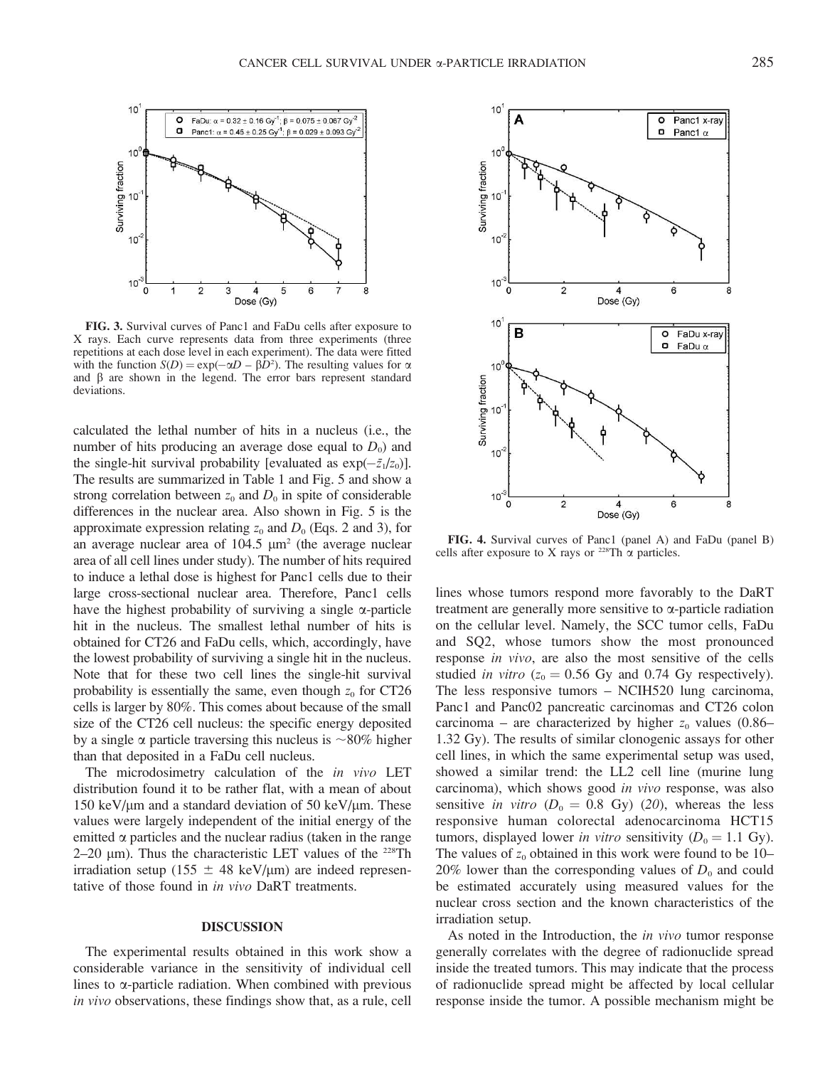**FIG. 3.** Survival curves of Panc1 and FaDu cells after exposure to X rays. Each curve represents data from three experiments (three repetitions at each dose level in each experiment). The data were fitted with the function $S(D) = \exp(-\alpha D - \beta D^2)$. The resulting values for $\alpha$ and $\beta$ are shown in the legend. The error bars represent standard deviations.

**FIG. 4.** Survival curves of Panc1 (panel A) and FaDu (panel B) cells after exposure to X rays or $^{228}$Th $\alpha$ particles.

calculated the lethal number of hits in a nucleus (i.e., the number of hits producing an average dose equal to $D_0$) and the single-hit survival probability [evaluated as $\exp(-\bar{z}_1/z_0)$]. The results are summarized in Table 1 and Fig. 5 and show a strong correlation between $z_0$ and $D_0$ in spite of considerable differences in the nuclear area. Also shown in Fig. 5 is the approximate expression relating $z_0$ and $D_0$ (Eqs. 2 and 3), for an average nuclear area of 104.5 μm$^2$ (the average nuclear area of all cell lines under study). The number of hits required to induce a lethal dose is highest for Panc1 cells due to their large cross-sectional nuclear area. Therefore, Panc1 cells have the highest probability of surviving a single α-particle hit in the nucleus. The smallest lethal number of hits is obtained for CT26 and FaDu cells, which, accordingly, have the lowest probability of surviving a single hit in the nucleus. Note that for these two cell lines the single-hit survival probability is essentially the same, even though $z_0$ for CT26 cells is larger by 80%. This comes about because of the small size of the CT26 cell nucleus: the specific energy deposited by a single α particle traversing this nucleus is ~80% higher than that deposited in a FaDu cell nucleus.

The microdosimetry calculation of the *in vivo* LET distribution found it to be rather flat, with a mean of about 150 keV/μm and a standard deviation of 50 keV/μm. These values were largely independent of the initial energy of the emitted α particles and the nuclear radius (taken in the range 2–20 μm). Thus the characteristic LET values of the $^{228}$Th irradiation setup (155 ± 48 keV/μm) are indeed representative of those found in *in vivo* DaRT treatments.

## DISCUSSION

The experimental results obtained in this work show a considerable variance in the sensitivity of individual cell lines to α-particle radiation. When combined with previous *in vivo* observations, these findings show that, as a rule, cell lines whose tumors respond more favorably to the DaRT treatment are generally more sensitive to α-particle radiation on the cellular level. Namely, the SCC tumor cells, FaDu and SQ2, whose tumors show the most pronounced response *in vivo*, are also the most sensitive of the cells studied *in vitro* ($z_0$ = 0.56 Gy and 0.74 Gy respectively). The less responsive tumors – NCIH520 lung carcinoma, Panc1 and Panc02 pancreatic carcinomas and CT26 colon carcinoma – are characterized by higher $z_0$ values (0.86–1.32 Gy). The results of similar clonogenic assays for other cell lines, in which the same experimental setup was used, showed a similar trend: the LL2 cell line (murine lung carcinoma), which shows good *in vivo* response, was also sensitive *in vitro* ($D_0$ = 0.8 Gy) (20), whereas the less responsive human colorectal adenocarcinoma HCT15 tumors, displayed lower *in vitro* sensitivity ($D_0$ = 1.1 Gy). The values of $z_0$ obtained in this work were found to be 10–20% lower than the corresponding values of $D_0$ and could be estimated accurately using measured values for the nuclear cross section and the known characteristics of the irradiation setup.

As noted in the Introduction, the *in vivo* tumor response generally correlates with the degree of radionuclide spread inside the treated tumors. This may indicate that the process of radionuclide spread might be affected by local cellular response inside the tumor. A possible mechanism might be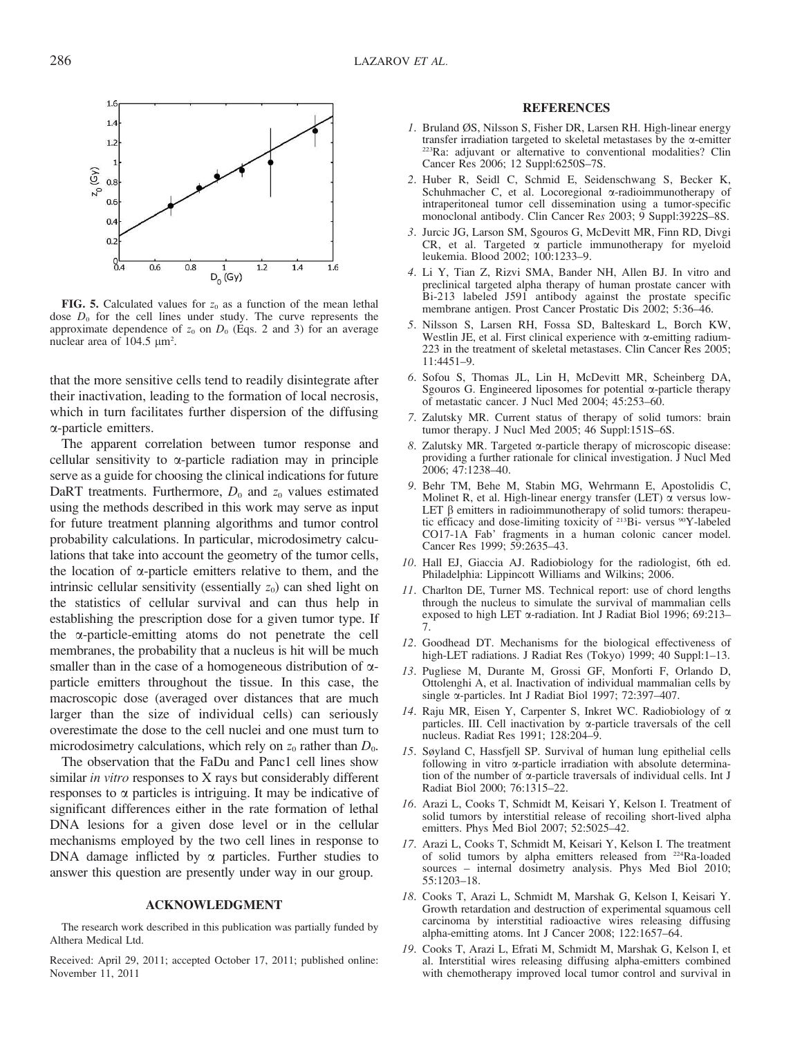**FIG. 5.** Calculated values for $z_0$ as a function of the mean lethal dose $D_0$ for the cell lines under study. The curve represents the approximate dependence of $z_0$ on $D_0$ (Eqs. 2 and 3) for an average nuclear area of 104.5 μm².

that the more sensitive cells tend to readily disintegrate after their inactivation, leading to the formation of local necrosis, which in turn facilitates further dispersion of the diffusing α-particle emitters.

The apparent correlation between tumor response and cellular sensitivity to α-particle radiation may in principle serve as a guide for choosing the clinical indications for future DaRT treatments. Furthermore, $D_0$ and $z_0$ values estimated using the methods described in this work may serve as input for future treatment planning algorithms and tumor control probability calculations. In particular, microdosimetry calculations that take into account the geometry of the tumor cells, the location of α-particle emitters relative to them, and the intrinsic cellular sensitivity (essentially $z_0$) can shed light on the statistics of cellular survival and can thus help in establishing the prescription dose for a given tumor type. If the α-particle-emitting atoms do not penetrate the cell membranes, the probability that a nucleus is hit will be much smaller than in the case of a homogeneous distribution of α-particle emitters throughout the tissue. In this case, the macroscopic dose (averaged over distances that are much larger than the size of individual cells) can seriously overestimate the dose to the cell nuclei and one must turn to microdosimetry calculations, which rely on $z_0$ rather than $D_0$.

The observation that the FaDu and Panc1 cell lines show similar *in vitro* responses to X rays but considerably different responses to α particles is intriguing. It may be indicative of significant differences either in the rate formation of lethal DNA lesions for a given dose level or in the cellular mechanisms employed by the two cell lines in response to DNA damage inflicted by α particles. Further studies to answer this question are presently under way in our group.

## ACKNOWLEDGMENT

The research work described in this publication was partially funded by Althera Medical Ltd.

Received: April 29, 2011; accepted October 17, 2011; published online: November 11, 2011

## REFERENCES

1. Bruland ØS, Nilsson S, Fisher DR, Larsen RH. High-linear energy transfer irradiation targeted to skeletal metastases by the α-emitter ²²³Ra: adjuvant or alternative to conventional modalities? Clin Cancer Res 2006; 12 Suppl:6250S–7S.
2. Huber R, Seidl C, Schmid E, Seidenschwang S, Becker K, Schuhmacher C, et al. Locoregional α-radioimmunotherapy of intraperitoneal tumor cell dissemination using a tumor-specific monoclonal antibody. Clin Cancer Res 2003; 9 Suppl:3922S–8S.
3. Jurcic JG, Larson SM, Sgouros G, McDevitt MR, Finn RD, Divgi CR, et al. Targeted α particle immunotherapy for myeloid leukemia. Blood 2002; 100:1233–9.
4. Li Y, Tian Z, Rizvi SMA, Bander NH, Allen BJ. In vitro and preclinical targeted alpha therapy of human prostate cancer with Bi-213 labeled J591 antibody against the prostate specific membrane antigen. Prost Cancer Prostatic Dis 2002; 5:36–46.
5. Nilsson S, Larsen RH, Fossa SD, Balteskard L, Borch KW, Westlin JE, et al. First clinical experience with α-emitting radium-223 in the treatment of skeletal metastases. Clin Cancer Res 2005; 11:4451–9.
6. Sofou S, Thomas JL, Lin H, McDevitt MR, Scheinberg DA, Sgouros G. Engineered liposomes for potential α-particle therapy of metastatic cancer. J Nucl Med 2004; 45:253–60.
7. Zalutsky MR. Current status of therapy of solid tumors: brain tumor therapy. J Nucl Med 2005; 46 Suppl:151S–6S.
8. Zalutsky MR. Targeted α-particle therapy of microscopic disease: providing a further rationale for clinical investigation. J Nucl Med 2006; 47:1238–40.
9. Behr TM, Behe M, Stabin MG, Wehrmann E, Apostolidis C, Molinet R, et al. High-linear energy transfer (LET) α versus low-LET β emitters in radioimmunotherapy of solid tumors: therapeutic efficacy and dose-limiting toxicity of ²¹³Bi- versus ⁹⁰Y-labeled CO17-1A Fab' fragments in a human colonic cancer model. Cancer Res 1999; 59:2635–43.
10. Hall EJ, Giaccia AJ. Radiobiology for the radiologist, 6th ed. Philadelphia: Lippincott Williams and Wilkins; 2006.
11. Charlton DE, Turner MS. Technical report: use of chord lengths through the nucleus to simulate the survival of mammalian cells exposed to high LET α-radiation. Int J Radiat Biol 1996; 69:213–7.
12. Goodhead DT. Mechanisms for the biological effectiveness of high-LET radiations. J Radiat Res (Tokyo) 1999; 40 Suppl:1–13.
13. Pugliese M, Durante M, Grossi GF, Monforti F, Orlando D, Ottolenghi A, et al. Inactivation of individual mammalian cells by single α-particles. Int J Radiat Biol 1997; 72:397–407.
14. Raju MR, Eisen Y, Carpenter S, Inkret WC. Radiobiology of α particles. III. Cell inactivation by α-particle traversals of the cell nucleus. Radiat Res 1991; 128:204–9.
15. Søyland C, Hassfjell SP. Survival of human lung epithelial cells following in vitro α-particle irradiation with absolute determination of the number of α-particle traversals of individual cells. Int J Radiat Biol 2000; 76:1315–22.
16. Arazi L, Cooks T, Schmidt M, Keisari Y, Kelson I. Treatment of solid tumors by interstitial release of recoiling short-lived alpha emitters. Phys Med Biol 2007; 52:5025–42.
17. Arazi L, Cooks T, Schmidt M, Keisari Y, Kelson I. The treatment of solid tumors by alpha emitters released from ²²⁴Ra-loaded sources – internal dosimetry analysis. Phys Med Biol 2010; 55:1203–18.
18. Cooks T, Arazi L, Schmidt M, Marshak G, Kelson I, Keisari Y. Growth retardation and destruction of experimental squamous cell carcinoma by interstitial radioactive wires releasing diffusing alpha-emitting atoms. Int J Cancer 2008; 122:1657–64.
19. Cooks T, Arazi L, Efrati M, Schmidt M, Marshak G, Kelson I, et al. Interstitial wires releasing diffusing alpha-emitters combined with chemotherapy improved local tumor control and survival in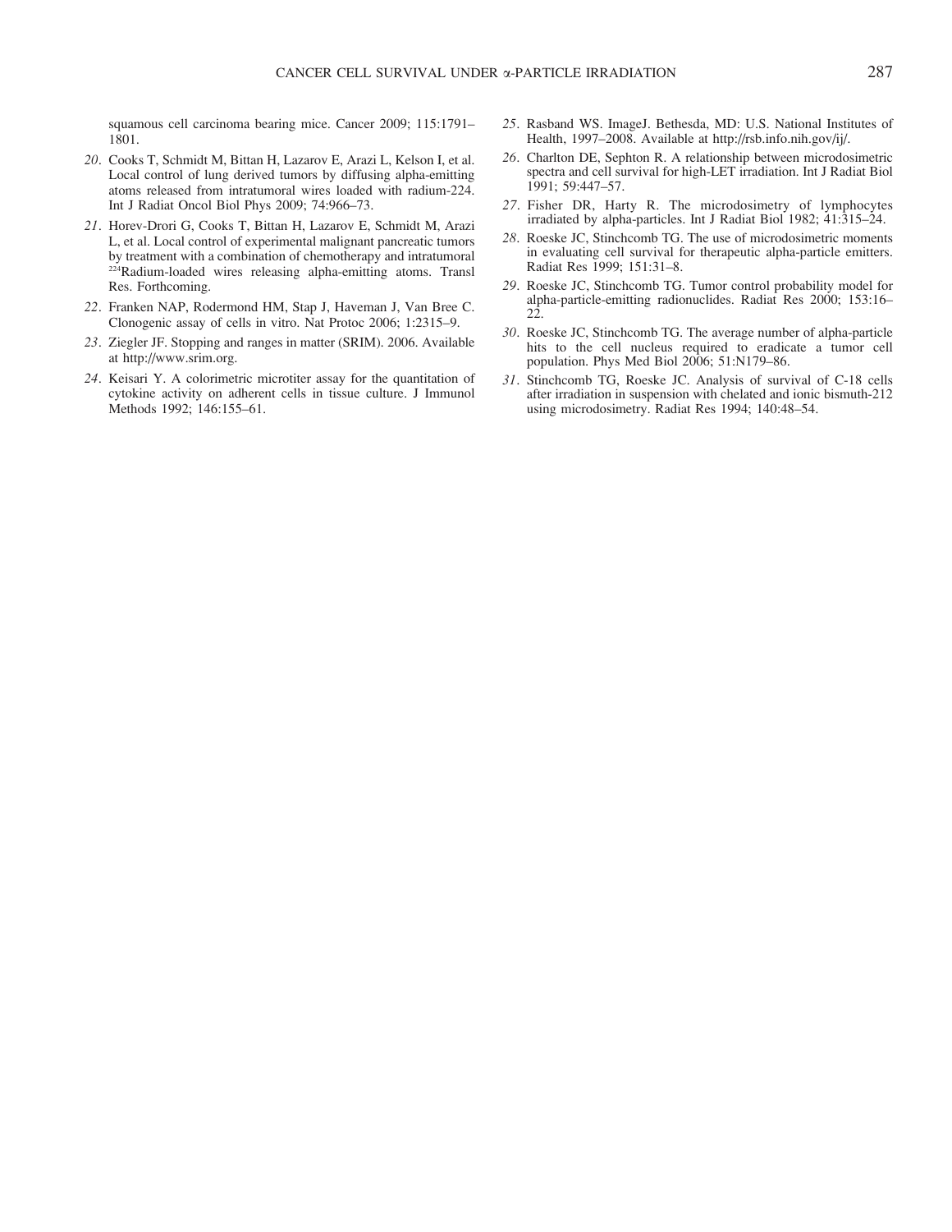squamous cell carcinoma bearing mice. Cancer 2009; 115:1791–1801.

20. Cooks T, Schmidt M, Bittan H, Lazarov E, Arazi L, Kelson I, et al. Local control of lung derived tumors by diffusing alpha-emitting atoms released from intratumoral wires loaded with radium-224. Int J Radiat Oncol Biol Phys 2009; 74:966–73.
21. Horev-Drori G, Cooks T, Bittan H, Lazarov E, Schmidt M, Arazi L, et al. Local control of experimental malignant pancreatic tumors by treatment with a combination of chemotherapy and intratumoral $^{224}$Radium-loaded wires releasing alpha-emitting atoms. Transl Res. Forthcoming.
22. Franken NAP, Rodermond HM, Stap J, Haveman J, Van Bree C. Clonogenic assay of cells in vitro. Nat Protoc 2006; 1:2315–9.
23. Ziegler JF. Stopping and ranges in matter (SRIM). 2006. Available at http://www.srim.org.
24. Keisari Y. A colorimetric microtiter assay for the quantitation of cytokine activity on adherent cells in tissue culture. J Immunol Methods 1992; 146:155–61.
25. Rasband WS. ImageJ. Bethesda, MD: U.S. National Institutes of Health, 1997–2008. Available at http://rsb.info.nih.gov/ij/.
26. Charlton DE, Sephton R. A relationship between microdosimetric spectra and cell survival for high-LET irradiation. Int J Radiat Biol 1991; 59:447–57.
27. Fisher DR, Harty R. The microdosimetry of lymphocytes irradiated by alpha-particles. Int J Radiat Biol 1982; 41:315–24.
28. Roeske JC, Stinchcomb TG. The use of microdosimetric moments in evaluating cell survival for therapeutic alpha-particle emitters. Radiat Res 1999; 151:31–8.
29. Roeske JC, Stinchcomb TG. Tumor control probability model for alpha-particle-emitting radionuclides. Radiat Res 2000; 153:16–22.
30. Roeske JC, Stinchcomb TG. The average number of alpha-particle hits to the cell nucleus required to eradicate a tumor cell population. Phys Med Biol 2006; 51:N179–86.
31. Stinchcomb TG, Roeske JC. Analysis of survival of C-18 cells after irradiation in suspension with chelated and ionic bismuth-212 using microdosimetry. Radiat Res 1994; 140:48–54.